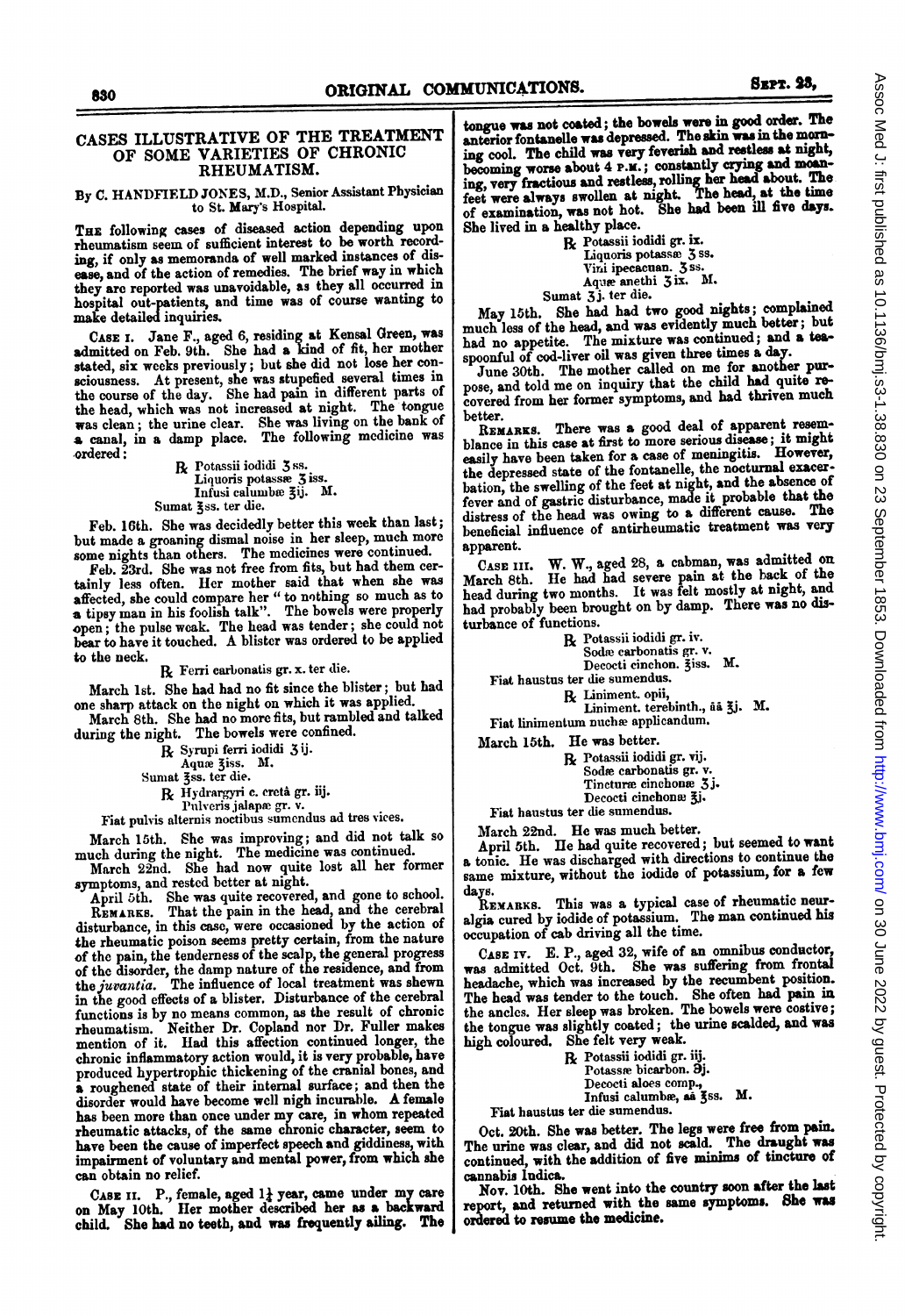# CASES ILLUSTRATIVE OF THE TREATMENT OF SOME VARIETIES OF CHRONIC RHEUMATISM.

By C. HANDFIELD JONES, M.D., Senior Assistant Physician to St. Mary's Hospital.

THE following cases of diseased action depending upon rheumatism seem of sufficient interest to be worth recording, if only as memoranda of well marked instances of disease, and of the action of remedies. The brief way in which they are reported was unavoidable, as they all occurred in hospital out-patients, and time was of course wanting to make detailed inquiries.

CASE I. Jane F., aged 6, residing at Kensal Green, was admitted on Feb. 9th. She had a kind of fit, her mother stated, six weeks previously; but she did not lose her consciousness. At present, she was stupefied several times in the course of the day. She had pain in different parts of the head, which was not increased at night. The tongue was clean; the urine clear. She was living on the bank of a canal, in a damp place. The following medicine was ordered:

℞ Potassii iodidi ʒss.
Liquoris potassæ ʒiss.
Infusi calumbæ ℥ij. M.
Sumat ℥ss. ter die.

Feb. 16th. She was decidedly better this week than last; but made a groaning dismal noise in her sleep, much more some nights than others. The medicines were continued.

Feb. 23rd. She was not free from fits, but had them certainly less often. Her mother said that when she was affected, she could compare her "to nothing so much as to a tipsy man in his foolish talk". The bowels were properly open; the pulse weak. The head was tender; she could not bear to have it touched. A blister was ordered to be applied to the neck.

℞ Ferri carbonatis gr. x. ter die.

March 1st. She had had no fit since the blister; but had one sharp attack on the night on which it was applied.

March 8th. She had no more fits, but rambled and talked during the night. The bowels were confined.

℞ Syrupi ferri iodidi ʒij.
Aquæ ℥iss. M.
Sumat ℥ss. ter die.

℞ Hydrargyri c. cretâ gr. iij.
Pulveris jalapæ gr. v.
Fiat pulvis alternis noctibus sumendus ad tres vices.

March 15th. She was improving; and did not talk so much during the night. The medicine was continued.

March 22nd. She had now quite lost all her former symptoms, and rested better at night.

April 5th. She was quite recovered, and gone to school.

REMARKS. That the pain in the head, and the cerebral disturbance, in this case, were occasioned by the action of the rheumatic poison seems pretty certain, from the nature of the pain, the tenderness of the scalp, the general progress of the disorder, the damp nature of the residence, and from the *juvantia*. The influence of local treatment was shewn in the good effects of a blister. Disturbance of the cerebral functions is by no means common, as the result of chronic rheumatism. Neither Dr. Copland nor Dr. Fuller makes mention of it. Had this affection continued longer, the chronic inflammatory action would, it is very probable, have produced hypertrophic thickening of the cranial bones, and a roughened state of their internal surface; and then the disorder would have become well nigh incurable. A female has been more than once under my care, in whom repeated rheumatic attacks, of the same chronic character, seem to have been the cause of imperfect speech and giddiness, with impairment of voluntary and mental power, from which she can obtain no relief.

CASE II. P., female, aged 1½ year, came under my care on May 10th. Her mother described her as a backward child. She had no teeth, and was frequently ailing. The tongue was not coated; the bowels were in good order. The anterior fontanelle was depressed. The skin was in the morning cool. The child was very feverish and restless at night, becoming worse about 4 P.M.; constantly crying and moaning, very fractious and restless, rolling her head about. The feet were always swollen at night. The head, at the time of examination, was not hot. She had been ill five days. She lived in a healthy place.

℞ Potassii iodidi gr. ix.
Liquoris potassæ ʒss.
Vini ipecacuan. ʒss.
Aquæ anethi ʒix. M.
Sumat ʒj. ter die.

May 15th. She had had two good nights; complained much less of the head, and was evidently much better; but had no appetite. The mixture was continued; and a teaspoonful of cod-liver oil was given three times a day.

June 30th. The mother called on me for another purpose, and told me on inquiry that the child had quite recovered from her former symptoms, and had thriven much better.

REMARKS. There was a good deal of apparent resemblance in this case at first to more serious disease; it might easily have been taken for a case of meningitis. However, the depressed state of the fontanelle, the nocturnal exacerbation, the swelling of the feet at night, and the absence of fever and of gastric disturbance, made it probable that the distress of the head was owing to a different cause. The beneficial influence of antirheumatic treatment was very apparent.

CASE III. W. W., aged 28, a cabman, was admitted on March 8th. He had had severe pain at the back of the head during two months. It was felt mostly at night, and had probably been brought on by damp. There was no disturbance of functions.

℞ Potassii iodidi gr. iv.
Sodæ carbonatis gr. v.
Decocti cinchon. ℥iss. M.
Fiat haustus ter die sumendus.

℞ Liniment. opii,
Liniment. terebinth., āā ℥j. M.
Fiat linimentum nuchæ applicandum.

March 15th. He was better.

℞ Potassii iodidi gr. vij.
Sodæ carbonatis gr. v.
Tincturæ cinchonæ ʒj.
Decocti cinchonæ ℥j.
Fiat haustus ter die sumendus.

March 22nd. He was much better.

April 5th. He had quite recovered; but seemed to want a tonic. He was discharged with directions to continue the same mixture, without the iodide of potassium, for a few days.

REMARKS. This was a typical case of rheumatic neuralgia cured by iodide of potassium. The man continued his occupation of cab driving all the time.

CASE IV. E. P., aged 32, wife of an omnibus conductor, was admitted Oct. 9th. She was suffering from frontal headache, which was increased by the recumbent position. The head was tender to the touch. She often had pain in the ancles. Her sleep was broken. The bowels were costive; the tongue was slightly coated; the urine scalded, and was high coloured. She felt very weak.

℞ Potassii iodidi gr. iij.
Potassæ bicarbon. ℈j.
Decocti aloes comp.,
Infusi calumbæ, āā ℥ss. M.
Fiat haustus ter die sumendus.

Oct. 20th. She was better. The legs were free from pain. The urine was clear, and did not scald. The draught was continued, with the addition of five minims of tincture of cannabis Indica.

Nov. 10th. She went into the country soon after the last report, and returned with the same symptoms. She was ordered to resume the medicine.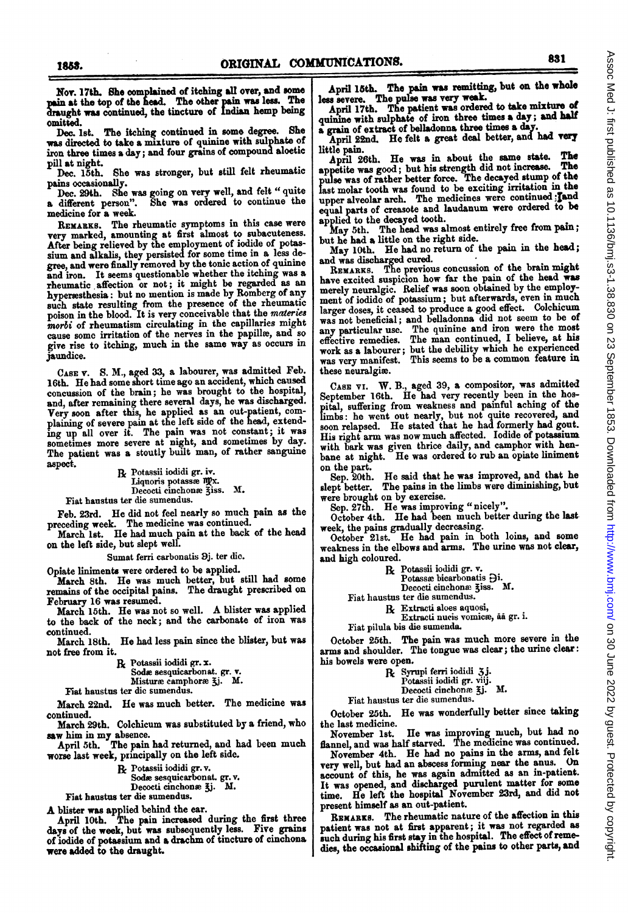Nov. 17th. She complained of itching all over, and some pain at the top of the head. The other pain was less. The draught was continued, the tincture of Indian hemp being omitted.

Dec. 1st. The itching continued in some degree. She was directed to take a mixture of quinine with sulphate of iron three times a day; and four grains of compound aloetic pill at night.

Dec. 15th. She was stronger, but still felt rheumatic pains occasionally.

Dec. 29th. She was going on very well, and felt "quite a different person". She was ordered to continue the medicine for a week.

REMARKS. The rheumatic symptoms in this case were very marked, amounting at first almost to subacuteness. After being relieved by the employment of iodide of potassium and alkalis, they persisted for some time in a less degree, and were finally removed by the tonic action of quinine and iron. It seems questionable whether the itching was a rheumatic affection or not; it might be regarded as an hyperæsthesia: but no mention is made by Romberg of any such state resulting from the presence of the rheumatic poison in the blood. It is very conceivable that the *materies morbi* of rheumatism circulating in the capillaries might cause some irritation of the nerves in the papillæ, and so give rise to itching, much in the same way as occurs in jaundice.

CASE V. S. M., aged 33, a labourer, was admitted Feb. 16th. He had some short time ago an accident, which caused concussion of the brain; he was brought to the hospital, and, after remaining there several days, he was discharged. Very soon after this, he applied as an out-patient, complaining of severe pain at the left side of the head, extending up all over it. The pain was not constant; it was sometimes more severe at night, and sometimes by day. The patient was a stoutly built man, of rather sanguine aspect.

> ℞ Potassii iodidi gr. iv.
> Liquoris potassæ ♏x.
> Decocti cinchonæ ℥iss. M.
> Fiat haustus ter die sumendus.

Feb. 23rd. He did not feel nearly so much pain as the preceding week. The medicine was continued.

March 1st. He had much pain at the back of the head on the left side, but slept well.

> Sumat ferri carbonatis ℈j. ter die.

Opiate liniments were ordered to be applied.

March 8th. He was much better, but still had some remains of the occipital pains. The draught prescribed on February 16 was resumed.

March 15th. He was not so well. A blister was applied to the back of the neck; and the carbonate of iron was continued.

March 18th. He had less pain since the blister, but was not free from it.

> ℞ Potassii iodidi gr. x.
> Sodæ sesquicarbonat. gr. v.
> Misturæ camphoræ ℥j. M.
> Fiat haustus ter die sumendus.

March 22nd. He was much better. The medicine was continued.

March 29th. Colchicum was substituted by a friend, who saw him in my absence.

April 5th. The pain had returned, and had been much worse last week, principally on the left side.

> ℞ Potassii iodidi gr. v.
> Sodæ sesquicarbonat. gr. v.
> Decocti cinchonæ ℥j. M.
> Fiat haustus ter die sumendus.

A blister was applied behind the ear.

April 10th. The pain increased during the first three days of the week, but was subsequently less. Five grains of iodide of potassium and a drachm of tincture of cinchona were added to the draught.

April 15th. The pain was remitting, but on the whole less severe. The pulse was very weak.

April 17th. The patient was ordered to take mixture of quinine with sulphate of iron three times a day; and half a grain of extract of belladonna three times a day.

April 22nd. He felt a great deal better, and had very little pain.

April 26th. He was in about the same state. The appetite was good; but his strength did not increase. The pulse was of rather better force. The decayed stump of the last molar tooth was found to be exciting irritation in the upper alveolar arch. The medicines were continued; and equal parts of creasote and laudanum were ordered to be applied to the decayed tooth.

May 5th. The head was almost entirely free from pain; but he had a little on the right side.

May 10th. He had no return of the pain in the head; and was discharged cured.

REMARKS. The previous concussion of the brain might have excited suspicion how far the pain of the head was merely neuralgic. Relief was soon obtained by the employment of iodide of potassium; but afterwards, even in much larger doses, it ceased to produce a good effect. Colchicum was not beneficial; and belladonna did not seem to be of any particular use. The quinine and iron were the most effective remedies. The man continued, I believe, at his work as a labourer; but the debility which he experienced was very manifest. This seems to be a common feature in these neuralgiæ.

CASE VI. W. B., aged 39, a compositor, was admitted September 16th. He had very recently been in the hospital, suffering from weakness and painful aching of the limbs: he went out nearly, but not quite recovered, and soon relapsed. He stated that he had formerly had gout. His right arm was now much affected. Iodide of potassium with bark was given thrice daily, and camphor with henbane at night. He was ordered to rub an opiate liniment on the part.

Sep. 20th. He said that he was improved, and that he slept better. The pains in the limbs were diminishing, but were brought on by exercise.

Sep. 27th. He was improving "nicely".

October 4th. He had been much better during the last week, the pains gradually decreasing.

October 21st. He had pain in both loins, and some weakness in the elbows and arms. The urine was not clear, and high coloured.

> ℞ Potassii iodidi gr. v.
> Potassæ bicarbonatis ℈i.
> Decocti cinchonæ ℥iss. M.
> Fiat haustus ter die sumendus.

> ℞ Extracti aloes aquosi,
> Extracti nucis vomicæ, āā gr. i.
> Fiat pilula bis die sumenda.

October 25th. The pain was much more severe in the arms and shoulder. The tongue was clear; the urine clear: his bowels were open.

> ℞ Syrupi ferri iodidi ʒj.
> Potassii iodidi gr. viij.
> Decocti cinchonæ ℥j. M.
> Fiat haustus ter die sumendus.

October 25th. He was wonderfully better since taking the last medicine.

November 1st. He was improving much, but had no flannel, and was half starved. The medicine was continued.

November 4th. He had no pains in the arms, and felt very well, but had an abscess forming near the anus. On account of this, he was again admitted as an in-patient. It was opened, and discharged purulent matter for some time. He left the hospital November 23rd, and did not present himself as an out-patient.

REMARKS. The rheumatic nature of the affection in this patient was not at first apparent; it was not regarded as such during his first stay in the hospital. The effect of remedies, the occasional shifting of the pains to other parts, and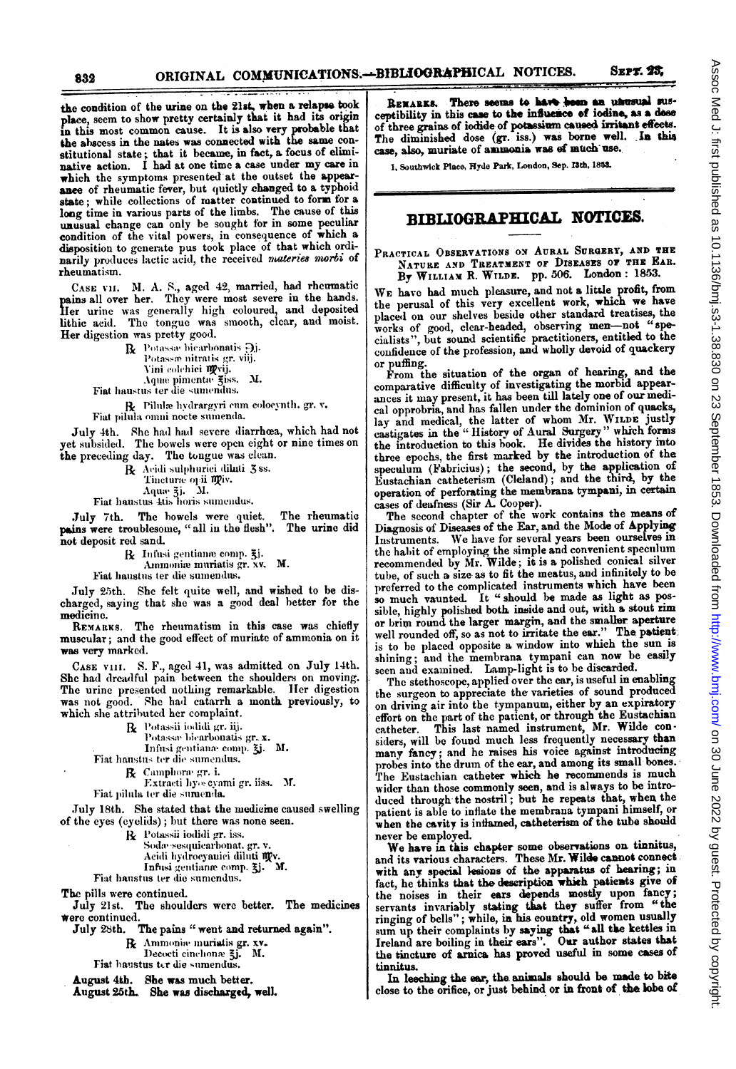the condition of the urine on the 21st, when a relapse took place, seem to show pretty certainly that it had its origin in this most common cause. It is also very probable that the abscess in the nates was connected with the same constitutional state; that it became, in fact, a focus of eliminative action. I had at one time a case under my care in which the symptoms presented at the outset the appearance of rheumatic fever, but quietly changed to a typhoid state; while collections of matter continued to form for a long time in various parts of the limbs. The cause of this unusual change can only be sought for in some peculiar condition of the vital powers, in consequence of which a disposition to generate pus took place of that which ordinarily produces lactic acid, the received *materies morbi* of rheumatism.

CASE VII. M. A. S., aged 42, married, had rheumatic pains all over her. They were most severe in the hands. Her urine was generally high coloured, and deposited lithic acid. The tongue was smooth, clear, and moist. Her digestion was pretty good.

> ℞ Potassæ bicarbonatis ℈j.
> Potassæ nitratis gr. viij.
> Vini colchici ♏vij.
> Aquæ pimentæ ℥iss. M.
> Fiat haustus ter die sumendus.
>
> ℞ Pilulæ hydrargyri cum colocynth. gr. v.
> Fiat pilula omni nocte sumenda.

July 4th. She had had severe diarrhœa, which had not yet subsided. The bowels were open eight or nine times on the preceding day. The tongue was clean.

> ℞ Acidi sulphurici diluti ʒss.
> Tincturæ opii ♏iv.
> Aquæ ℥j. M.
> Fiat haustus 4tis horis sumendus.

July 7th. The bowels were quiet. The rheumatic pains were troublesome, "all in the flesh". The urine did not deposit red sand.

> ℞ Infusi gentianæ comp. ℥j.
> Ammoniæ muriatis gr. xv. M.
> Fiat haustus ter die sumendus.

July 25th. She felt quite well, and wished to be discharged, saying that she was a good deal better for the medicine.

REMARKS. The rheumatism in this case was chiefly muscular; and the good effect of muriate of ammonia on it was very marked.

CASE VIII. S. F., aged 41, was admitted on July 14th. She had dreadful pain between the shoulders on moving. The urine presented nothing remarkable. Her digestion was not good. She had catarrh a month previously, to which she attributed her complaint.

> ℞ Potassii iodidi gr. iij.
> Potassæ bicarbonatis gr. x.
> Infusi gentianæ comp. ℥j. M.
> Fiat haustus ter die sumendus.
>
> ℞ Camphoræ gr. i.
> Extracti hyoscyami gr. iiss. M.
> Fiat pilula ter die sumenda.

July 18th. She stated that the medicine caused swelling of the eyes (eyelids); but there was none seen.

> ℞ Potassii iodidi gr. iss.
> Sodæ sesquicarbonat. gr. v.
> Acidi hydrocyanici diluti ♏v.
> Infusi gentianæ comp. ℥j. M.
> Fiat haustus ter die sumendus.

The pills were continued.

July 21st. The shoulders were better. The medicines were continued.

July 28th. The pains "went and returned again".

> ℞ Ammoniæ muriatis gr. xv.
> Decocti cinchonæ ℥j. M.
> Fiat haustus ter die sumendus.

August 4th. She was much better.

August 25th. She was discharged, well.

REMARKS. There seems to have been an unusual susceptibility in this case to the influence of iodine, as a dose of three grains of iodide of potassium caused irritant effects. The diminished dose (gr. iss.) was borne well. In this case, also, muriate of ammonia was of much use.

1, Southwick Place, Hyde Park, London, Sep. 13th, 1853.

# BIBLIOGRAPHICAL NOTICES.

PRACTICAL OBSERVATIONS ON AURAL SURGERY, AND THE NATURE AND TREATMENT OF DISEASES OF THE EAR. By WILLIAM R. WILDE. pp. 506. London: 1853.

WE have had much pleasure, and not a little profit, from the perusal of this very excellent work, which we have placed on our shelves beside other standard treatises, the works of good, clear-headed, observing men—not "specialists", but sound scientific practitioners, entitled to the confidence of the profession, and wholly devoid of quackery or puffing.

From the situation of the organ of hearing, and the comparative difficulty of investigating the morbid appearances it may present, it has been till lately one of our medical opprobria, and has fallen under the dominion of quacks, lay and medical, the latter of whom Mr. WILDE justly castigates in the "History of Aural Surgery" which forms the introduction to this book. He divides the history into three epochs, the first marked by the introduction of the speculum (Fabricius); the second, by the application of Eustachian catheterism (Cleland); and the third, by the operation of perforating the membrana tympani, in certain cases of deafness (Sir A. Cooper).

The second chapter of the work contains the means of Diagnosis of Diseases of the Ear, and the Mode of Applying Instruments. We have for several years been ourselves in the habit of employing the simple and convenient speculum recommended by Mr. Wilde; it is a polished conical silver tube, of such a size as to fit the meatus, and infinitely to be preferred to the complicated instruments which have been so much vaunted. It "should be made as light as possible, highly polished both inside and out, with a stout rim or brim round the larger margin, and the smaller aperture well rounded off, so as not to irritate the ear." The patient is to be placed opposite a window into which the sun is shining; and the membrana tympani can now be easily seen and examined. Lamp-light is to be discarded.

The stethoscope, applied over the ear, is useful in enabling the surgeon to appreciate the varieties of sound produced on driving air into the tympanum, either by an expiratory effort on the part of the patient, or through the Eustachian catheter. This last named instrument, Mr. Wilde considers, will be found much less frequently necessary than many fancy; and he raises his voice against introducing probes into the drum of the ear, and among its small bones. The Eustachian catheter which he recommends is much wider than those commonly seen, and is always to be introduced through the nostril; but he repeats that, when the patient is able to inflate the membrana tympani himself, or when the cavity is inflamed, catheterism of the tube should never be employed.

We have in this chapter some observations on tinnitus, and its various characters. These Mr. Wilde cannot connect with any special lesions of the apparatus of hearing; in fact, he thinks that the description which patients give of the noises in their ears depends mostly upon fancy; servants invariably stating that they suffer from "the ringing of bells"; while, in his country, old women usually sum up their complaints by saying that "all the kettles in Ireland are boiling in their ears". Our author states that the tincture of arnica has proved useful in some cases of tinnitus.

In leeching the ear, the animals should be made to bite close to the orifice, or just behind or in front of the lobe of